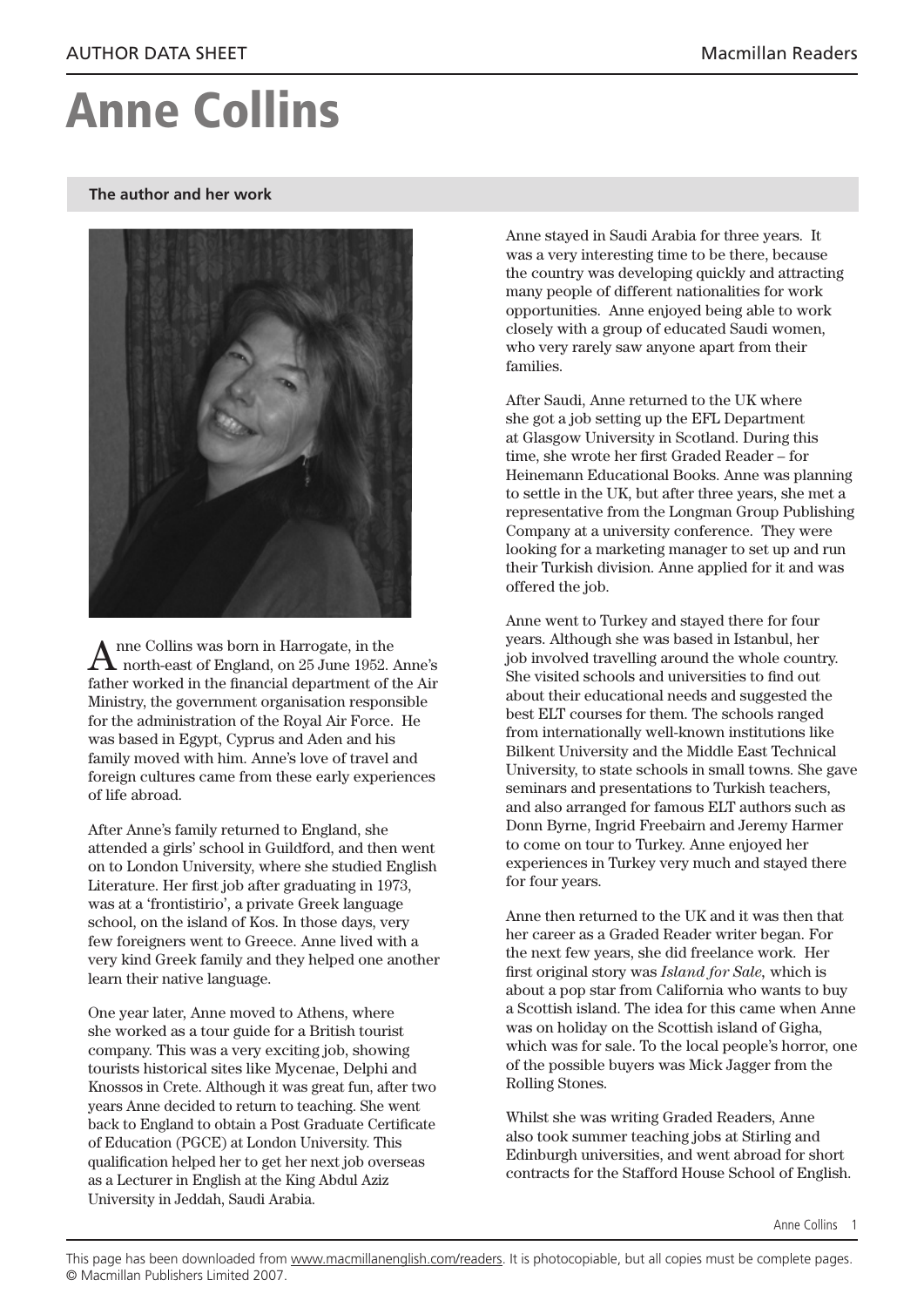AUTHOR DATA SHEET — Macmillan Readers

# Anne Collins

## The author and her work

Anne Collins was born in Harrogate, in the north-east of England, on 25 June 1952. Anne's father worked in the financial department of the Air Ministry, the government organisation responsible for the administration of the Royal Air Force. He was based in Egypt, Cyprus and Aden and his family moved with him. Anne's love of travel and foreign cultures came from these early experiences of life abroad.

After Anne's family returned to England, she attended a girls' school in Guildford, and then went on to London University, where she studied English Literature. Her first job after graduating in 1973, was at a 'frontistirio', a private Greek language school, on the island of Kos. In those days, very few foreigners went to Greece. Anne lived with a very kind Greek family and they helped one another learn their native language.

One year later, Anne moved to Athens, where she worked as a tour guide for a British tourist company. This was a very exciting job, showing tourists historical sites like Mycenae, Delphi and Knossos in Crete. Although it was great fun, after two years Anne decided to return to teaching. She went back to England to obtain a Post Graduate Certificate of Education (PGCE) at London University. This qualification helped her to get her next job overseas as a Lecturer in English at the King Abdul Aziz University in Jeddah, Saudi Arabia.

Anne stayed in Saudi Arabia for three years. It was a very interesting time to be there, because the country was developing quickly and attracting many people of different nationalities for work opportunities. Anne enjoyed being able to work closely with a group of educated Saudi women, who very rarely saw anyone apart from their families.

After Saudi, Anne returned to the UK where she got a job setting up the EFL Department at Glasgow University in Scotland. During this time, she wrote her first Graded Reader – for Heinemann Educational Books. Anne was planning to settle in the UK, but after three years, she met a representative from the Longman Group Publishing Company at a university conference. They were looking for a marketing manager to set up and run their Turkish division. Anne applied for it and was offered the job.

Anne went to Turkey and stayed there for four years. Although she was based in Istanbul, her job involved travelling around the whole country. She visited schools and universities to find out about their educational needs and suggested the best ELT courses for them. The schools ranged from internationally well-known institutions like Bilkent University and the Middle East Technical University, to state schools in small towns. She gave seminars and presentations to Turkish teachers, and also arranged for famous ELT authors such as Donn Byrne, Ingrid Freebairn and Jeremy Harmer to come on tour to Turkey. Anne enjoyed her experiences in Turkey very much and stayed there for four years.

Anne then returned to the UK and it was then that her career as a Graded Reader writer began. For the next few years, she did freelance work. Her first original story was *Island for Sale*, which is about a pop star from California who wants to buy a Scottish island. The idea for this came when Anne was on holiday on the Scottish island of Gigha, which was for sale. To the local people's horror, one of the possible buyers was Mick Jagger from the Rolling Stones.

Whilst she was writing Graded Readers, Anne also took summer teaching jobs at Stirling and Edinburgh universities, and went abroad for short contracts for the Stafford House School of English.

This page has been downloaded from www.macmillanenglish.com/readers. It is photocopiable, but all copies must be complete pages. © Macmillan Publishers Limited 2007.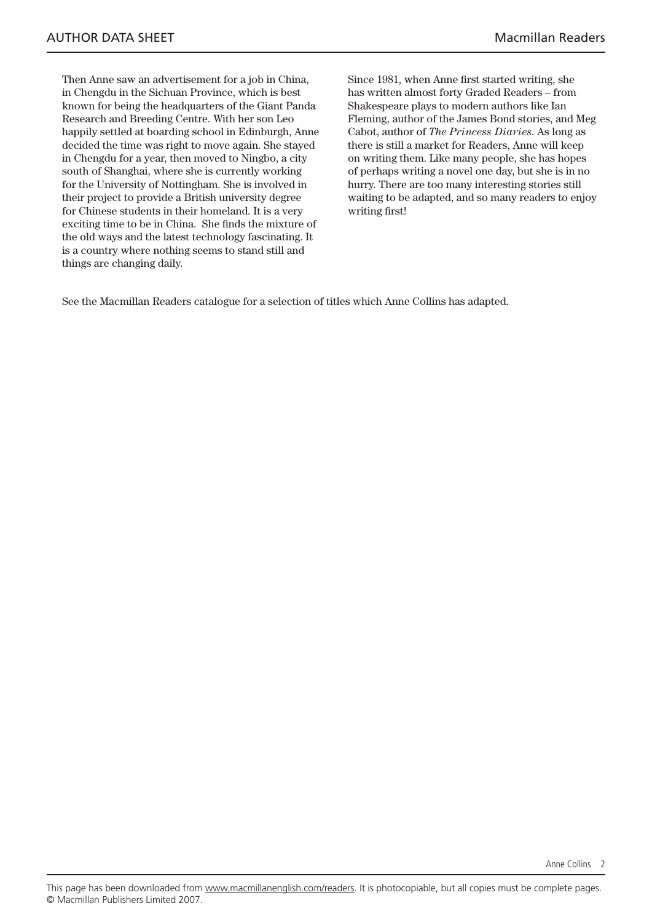Then Anne saw an advertisement for a job in China, in Chengdu in the Sichuan Province, which is best known for being the headquarters of the Giant Panda Research and Breeding Centre. With her son Leo happily settled at boarding school in Edinburgh, Anne decided the time was right to move again. She stayed in Chengdu for a year, then moved to Ningbo, a city south of Shanghai, where she is currently working for the University of Nottingham. She is involved in their project to provide a British university degree for Chinese students in their homeland. It is a very exciting time to be in China. She finds the mixture of the old ways and the latest technology fascinating. It is a country where nothing seems to stand still and things are changing daily.

Since 1981, when Anne first started writing, she has written almost forty Graded Readers – from Shakespeare plays to modern authors like Ian Fleming, author of the James Bond stories, and Meg Cabot, author of *The Princess Diaries*. As long as there is still a market for Readers, Anne will keep on writing them. Like many people, she has hopes of perhaps writing a novel one day, but she is in no hurry. There are too many interesting stories still waiting to be adapted, and so many readers to enjoy writing first!

See the Macmillan Readers catalogue for a selection of titles which Anne Collins has adapted.

This page has been downloaded from www.macmillanenglish.com/readers. It is photocopiable, but all copies must be complete pages.
© Macmillan Publishers Limited 2007.